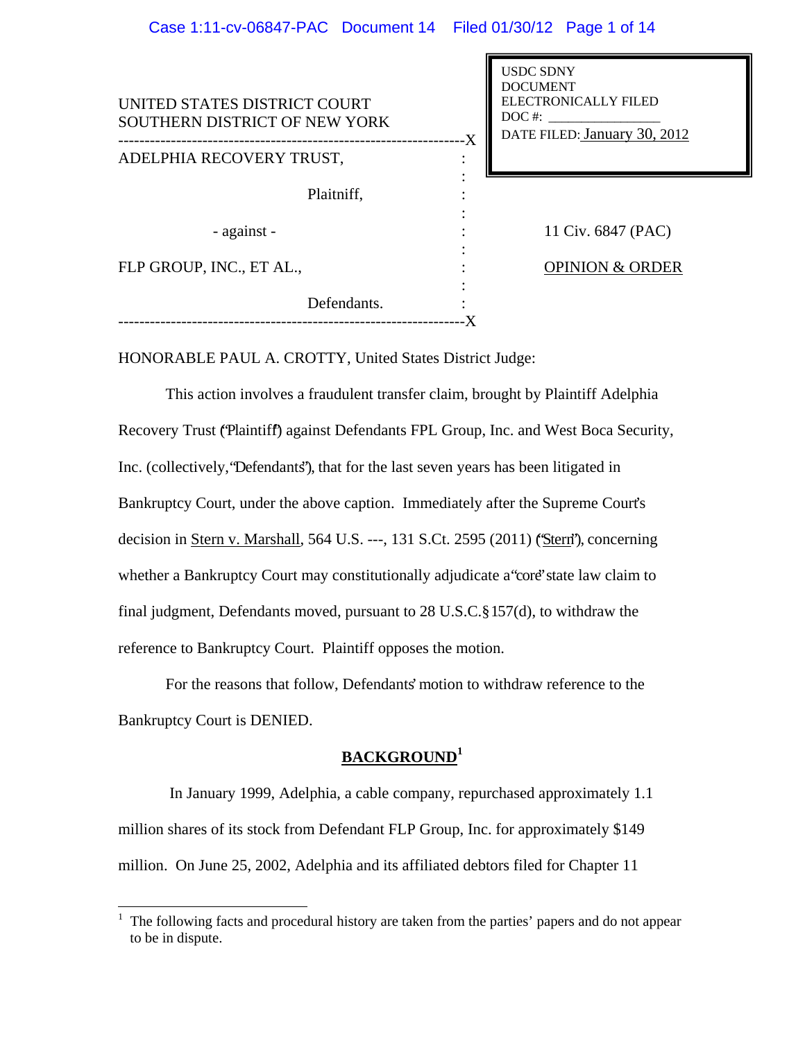UNITED STATES DISTRICT COURT
SOUTHERN DISTRICT OF NEW YORK

USDC SDNY
DOCUMENT
ELECTRONICALLY FILED
DOC #: ________________
DATE FILED: January 30, 2012

---

ADELPHIA RECOVERY TRUST,

Plaintiff,

- against -

FLP GROUP, INC., ET AL.,

Defendants.

---

11 Civ. 6847 (PAC)

OPINION & ORDER

HONORABLE PAUL A. CROTTY, United States District Judge:

This action involves a fraudulent transfer claim, brought by Plaintiff Adelphia Recovery Trust ("Plaintiff") against Defendants FPL Group, Inc. and West Boca Security, Inc. (collectively, "Defendants"), that for the last seven years has been litigated in Bankruptcy Court, under the above caption. Immediately after the Supreme Court's decision in Stern v. Marshall, 564 U.S. ---, 131 S.Ct. 2595 (2011) ("Stern"), concerning whether a Bankruptcy Court may constitutionally adjudicate a "core" state law claim to final judgment, Defendants moved, pursuant to 28 U.S.C. § 157(d), to withdraw the reference to Bankruptcy Court. Plaintiff opposes the motion.

For the reasons that follow, Defendants' motion to withdraw reference to the Bankruptcy Court is DENIED.

## BACKGROUND[1]

In January 1999, Adelphia, a cable company, repurchased approximately 1.1 million shares of its stock from Defendant FLP Group, Inc. for approximately $149 million. On June 25, 2002, Adelphia and its affiliated debtors filed for Chapter 11

[1] The following facts and procedural history are taken from the parties' papers and do not appear to be in dispute.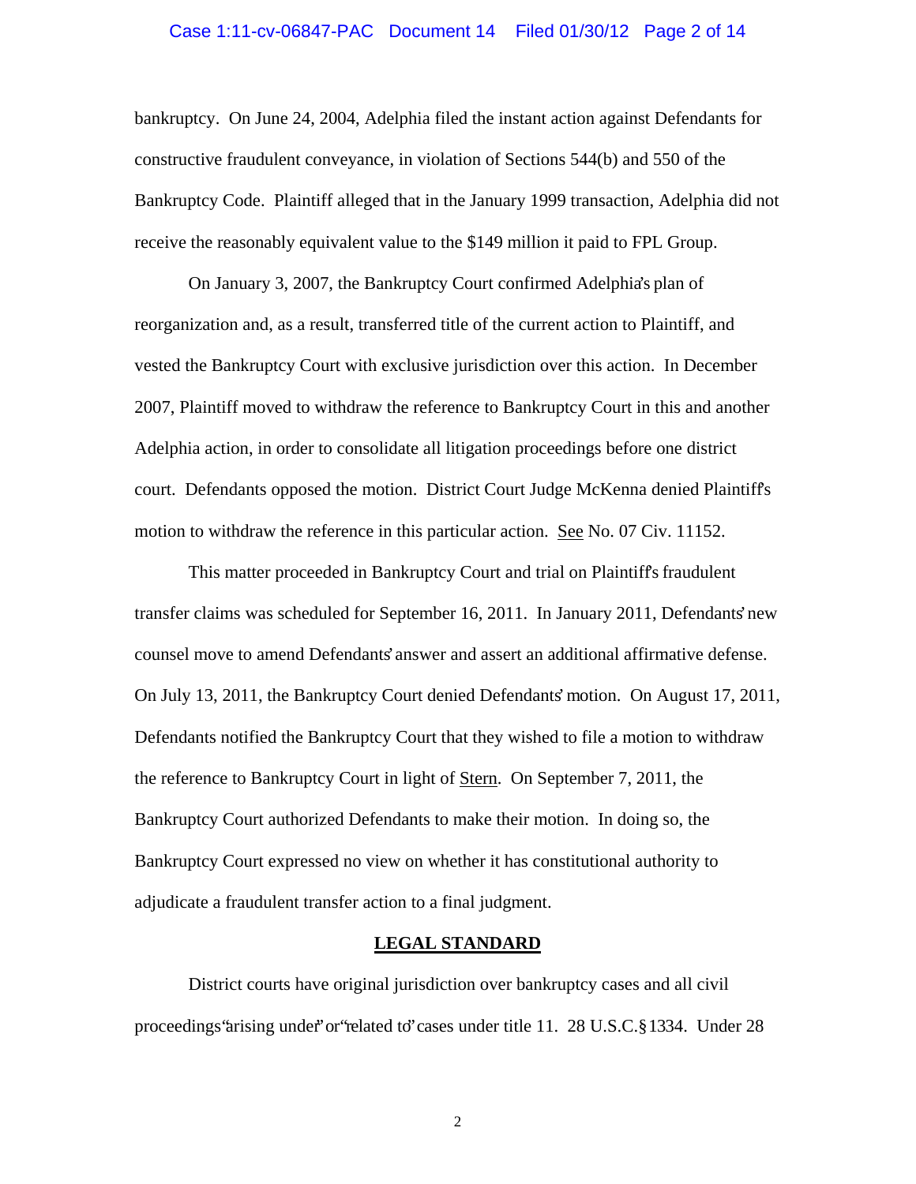bankruptcy. On June 24, 2004, Adelphia filed the instant action against Defendants for constructive fraudulent conveyance, in violation of Sections 544(b) and 550 of the Bankruptcy Code. Plaintiff alleged that in the January 1999 transaction, Adelphia did not receive the reasonably equivalent value to the $149 million it paid to FPL Group.

On January 3, 2007, the Bankruptcy Court confirmed Adelphia's plan of reorganization and, as a result, transferred title of the current action to Plaintiff, and vested the Bankruptcy Court with exclusive jurisdiction over this action. In December 2007, Plaintiff moved to withdraw the reference to Bankruptcy Court in this and another Adelphia action, in order to consolidate all litigation proceedings before one district court. Defendants opposed the motion. District Court Judge McKenna denied Plaintiff's motion to withdraw the reference in this particular action. See No. 07 Civ. 11152.

This matter proceeded in Bankruptcy Court and trial on Plaintiff's fraudulent transfer claims was scheduled for September 16, 2011. In January 2011, Defendants' new counsel move to amend Defendants' answer and assert an additional affirmative defense. On July 13, 2011, the Bankruptcy Court denied Defendants' motion. On August 17, 2011, Defendants notified the Bankruptcy Court that they wished to file a motion to withdraw the reference to Bankruptcy Court in light of Stern. On September 7, 2011, the Bankruptcy Court authorized Defendants to make their motion. In doing so, the Bankruptcy Court expressed no view on whether it has constitutional authority to adjudicate a fraudulent transfer action to a final judgment.

## LEGAL STANDARD

District courts have original jurisdiction over bankruptcy cases and all civil proceedings "arising under" or "related to" cases under title 11. 28 U.S.C. § 1334. Under 28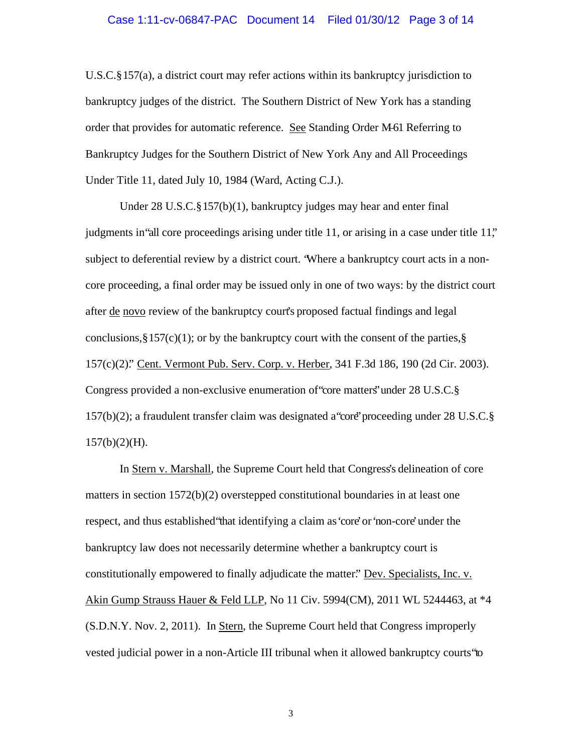U.S.C. § 157(a), a district court may refer actions within its bankruptcy jurisdiction to bankruptcy judges of the district. The Southern District of New York has a standing order that provides for automatic reference. See Standing Order M-61 Referring to Bankruptcy Judges for the Southern District of New York Any and All Proceedings Under Title 11, dated July 10, 1984 (Ward, Acting C.J.).

Under 28 U.S.C. § 157(b)(1), bankruptcy judges may hear and enter final judgments in "all core proceedings arising under title 11, or arising in a case under title 11," subject to deferential review by a district court. "Where a bankruptcy court acts in a non-core proceeding, a final order may be issued only in one of two ways: by the district court after de novo review of the bankruptcy court's proposed factual findings and legal conclusions, § 157(c)(1); or by the bankruptcy court with the consent of the parties, § 157(c)(2)." Cent. Vermont Pub. Serv. Corp. v. Herber, 341 F.3d 186, 190 (2d Cir. 2003). Congress provided a non-exclusive enumeration of "core matters" under 28 U.S.C. § 157(b)(2); a fraudulent transfer claim was designated a "core" proceeding under 28 U.S.C. § 157(b)(2)(H).

In Stern v. Marshall, the Supreme Court held that Congress's delineation of core matters in section 1572(b)(2) overstepped constitutional boundaries in at least one respect, and thus established "that identifying a claim as 'core' or 'non-core' under the bankruptcy law does not necessarily determine whether a bankruptcy court is constitutionally empowered to finally adjudicate the matter." Dev. Specialists, Inc. v. Akin Gump Strauss Hauer & Feld LLP, No 11 Civ. 5994(CM), 2011 WL 5244463, at *4 (S.D.N.Y. Nov. 2, 2011). In Stern, the Supreme Court held that Congress improperly vested judicial power in a non-Article III tribunal when it allowed bankruptcy courts "to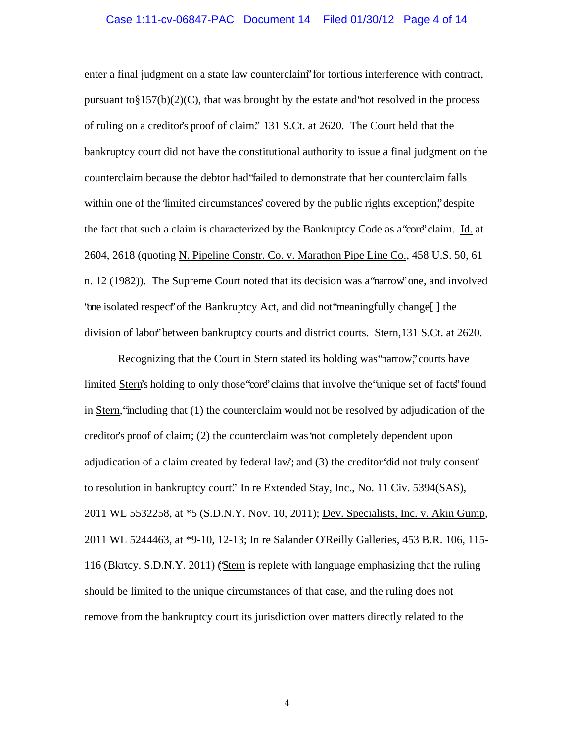enter a final judgment on a state law counterclaim" for tortious interference with contract, pursuant to §157(b)(2)(C), that was brought by the estate and "not resolved in the process of ruling on a creditor's proof of claim." 131 S.Ct. at 2620. The Court held that the bankruptcy court did not have the constitutional authority to issue a final judgment on the counterclaim because the debtor had "failed to demonstrate that her counterclaim falls within one of the 'limited circumstances' covered by the public rights exception," despite the fact that such a claim is characterized by the Bankruptcy Code as a "core" claim. Id. at 2604, 2618 (quoting N. Pipeline Constr. Co. v. Marathon Pipe Line Co., 458 U.S. 50, 61 n. 12 (1982)). The Supreme Court noted that its decision was a "narrow" one, and involved "one isolated respect" of the Bankruptcy Act, and did not "meaningfully change[ ] the division of labor" between bankruptcy courts and district courts. Stern, 131 S.Ct. at 2620.

Recognizing that the Court in Stern stated its holding was "narrow," courts have limited Stern's holding to only those "core" claims that involve the "unique set of facts" found in Stern, "including that (1) the counterclaim would not be resolved by adjudication of the creditor's proof of claim; (2) the counterclaim was 'not completely dependent upon adjudication of a claim created by federal law'; and (3) the creditor 'did not truly consent' to resolution in bankruptcy court." In re Extended Stay, Inc., No. 11 Civ. 5394(SAS), 2011 WL 5532258, at *5 (S.D.N.Y. Nov. 10, 2011); Dev. Specialists, Inc. v. Akin Gump, 2011 WL 5244463, at *9-10, 12-13; In re Salander O'Reilly Galleries, 453 B.R. 106, 115-116 (Bkrtcy. S.D.N.Y. 2011) ("Stern is replete with language emphasizing that the ruling should be limited to the unique circumstances of that case, and the ruling does not remove from the bankruptcy court its jurisdiction over matters directly related to the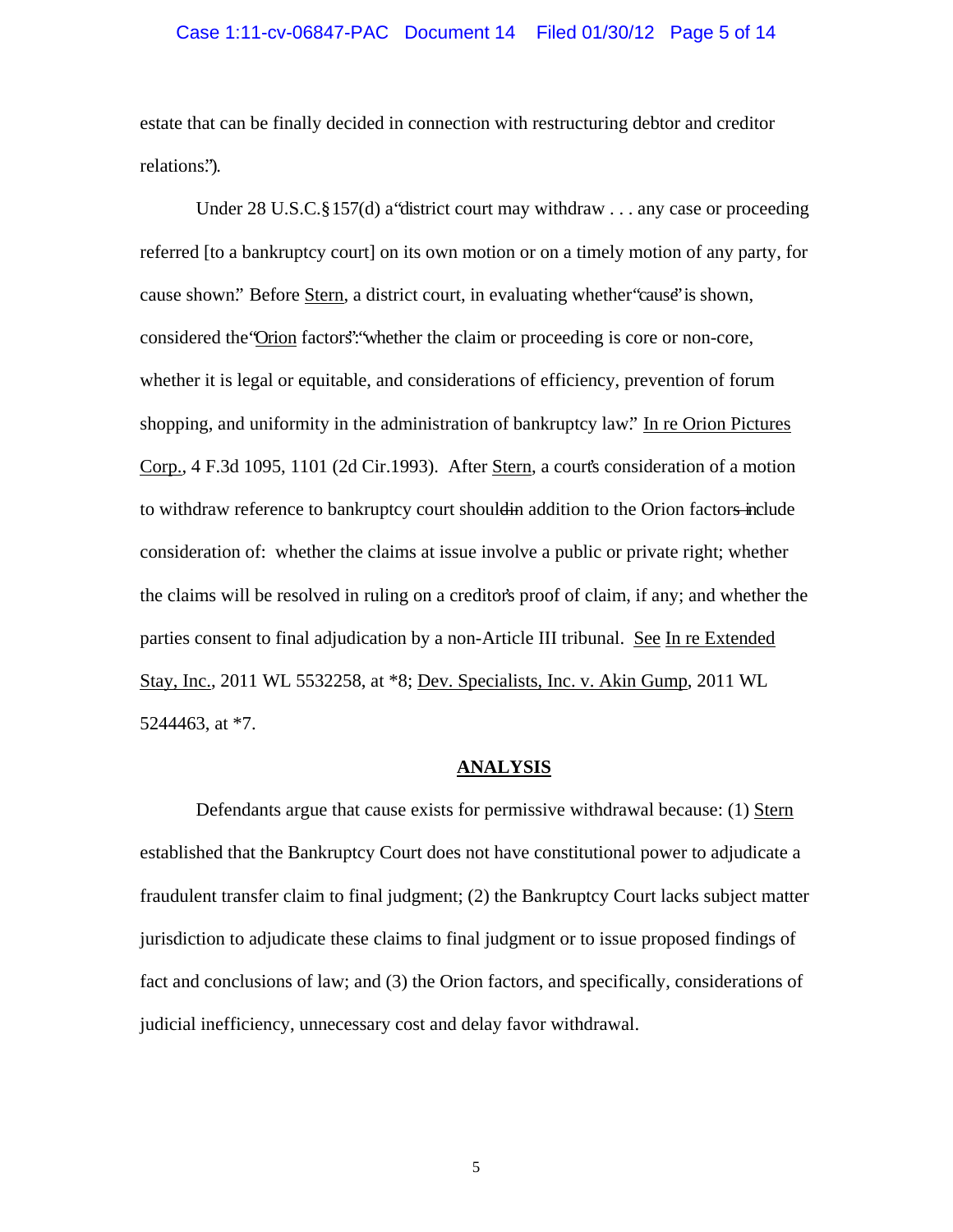estate that can be finally decided in connection with restructuring debtor and creditor relations.").

Under 28 U.S.C. § 157(d) a "district court may withdraw . . . any case or proceeding referred [to a bankruptcy court] on its own motion or on a timely motion of any party, for cause shown." Before Stern, a district court, in evaluating whether "cause" is shown, considered the "Orion factors": "whether the claim or proceeding is core or non-core, whether it is legal or equitable, and considerations of efficiency, prevention of forum shopping, and uniformity in the administration of bankruptcy law." In re Orion Pictures Corp., 4 F.3d 1095, 1101 (2d Cir.1993). After Stern, a court's consideration of a motion to withdraw reference to bankruptcy court should ~~in~~ in addition to the Orion factors ~~–~~ include consideration of: whether the claims at issue involve a public or private right; whether the claims will be resolved in ruling on a creditor's proof of claim, if any; and whether the parties consent to final adjudication by a non-Article III tribunal. See In re Extended Stay, Inc., 2011 WL 5532258, at *8; Dev. Specialists, Inc. v. Akin Gump, 2011 WL 5244463, at *7.

## ANALYSIS

Defendants argue that cause exists for permissive withdrawal because: (1) Stern established that the Bankruptcy Court does not have constitutional power to adjudicate a fraudulent transfer claim to final judgment; (2) the Bankruptcy Court lacks subject matter jurisdiction to adjudicate these claims to final judgment or to issue proposed findings of fact and conclusions of law; and (3) the Orion factors, and specifically, considerations of judicial inefficiency, unnecessary cost and delay favor withdrawal.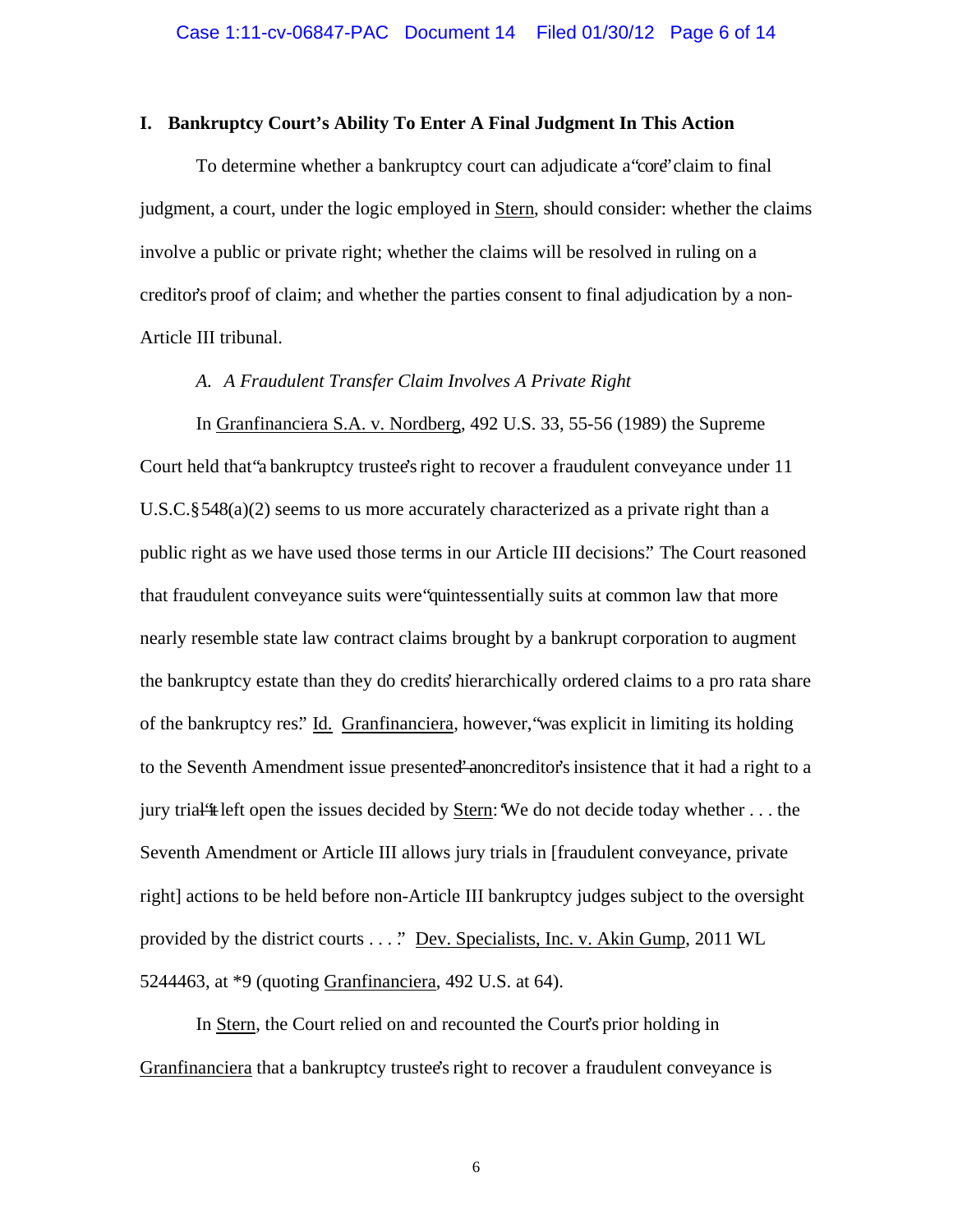## I. Bankruptcy Court's Ability To Enter A Final Judgment In This Action

To determine whether a bankruptcy court can adjudicate a "core" claim to final judgment, a court, under the logic employed in Stern, should consider: whether the claims involve a public or private right; whether the claims will be resolved in ruling on a creditor's proof of claim; and whether the parties consent to final adjudication by a non-Article III tribunal.

### *A. A Fraudulent Transfer Claim Involves A Private Right*

In Granfinanciera S.A. v. Nordberg, 492 U.S. 33, 55-56 (1989) the Supreme Court held that "a bankruptcy trustee's right to recover a fraudulent conveyance under 11 U.S.C. § 548(a)(2) seems to us more accurately characterized as a private right than a public right as we have used those terms in our Article III decisions." The Court reasoned that fraudulent conveyance suits were "quintessentially suits at common law that more nearly resemble state law contract claims brought by a bankrupt corporation to augment the bankruptcy estate than they do credits' hierarchically ordered claims to a pro rata share of the bankruptcy res." Id. Granfinanciera, however, "was explicit in limiting its holding to the Seventh Amendment issue presented"—a noncreditor's insistence that it had a right to a jury trial—"it left open the issues decided by Stern: 'We do not decide today whether . . . the Seventh Amendment or Article III allows jury trials in [fraudulent conveyance, private right] actions to be held before non-Article III bankruptcy judges subject to the oversight provided by the district courts . . . .'" Dev. Specialists, Inc. v. Akin Gump, 2011 WL 5244463, at *9 (quoting Granfinanciera, 492 U.S. at 64).

In Stern, the Court relied on and recounted the Court's prior holding in Granfinanciera that a bankruptcy trustee's right to recover a fraudulent conveyance is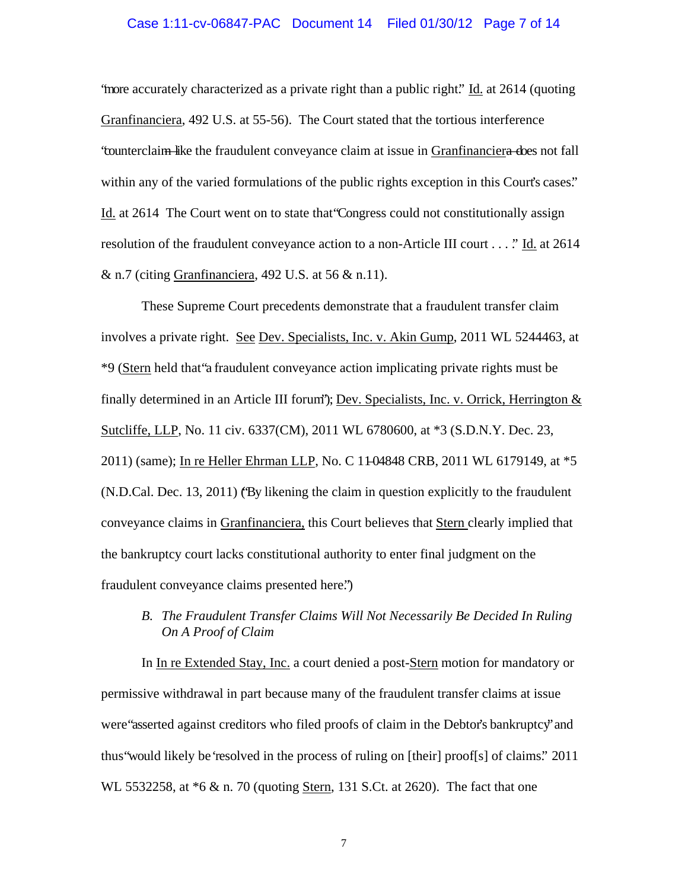"more accurately characterized as a private right than a public right." Id. at 2614 (quoting Granfinanciera, 492 U.S. at 55-56). The Court stated that the tortious interference "counterclaim—like the fraudulent conveyance claim at issue in Granfinanciera—does not fall within any of the varied formulations of the public rights exception in this Court's cases." Id. at 2614 The Court went on to state that "Congress could not constitutionally assign resolution of the fraudulent conveyance action to a non-Article III court . . . ." Id. at 2614 & n.7 (citing Granfinanciera, 492 U.S. at 56 & n.11).

These Supreme Court precedents demonstrate that a fraudulent transfer claim involves a private right. See Dev. Specialists, Inc. v. Akin Gump, 2011 WL 5244463, at *9 (Stern held that "a fraudulent conveyance action implicating private rights must be finally determined in an Article III forum"); Dev. Specialists, Inc. v. Orrick, Herrington & Sutcliffe, LLP, No. 11 civ. 6337(CM), 2011 WL 6780600, at *3 (S.D.N.Y. Dec. 23, 2011) (same); In re Heller Ehrman LLP, No. C 11-04848 CRB, 2011 WL 6179149, at *5 (N.D.Cal. Dec. 13, 2011) ("By likening the claim in question explicitly to the fraudulent conveyance claims in Granfinanciera, this Court believes that Stern clearly implied that the bankruptcy court lacks constitutional authority to enter final judgment on the fraudulent conveyance claims presented here.")

*B. The Fraudulent Transfer Claims Will Not Necessarily Be Decided In Ruling On A Proof of Claim*

In In re Extended Stay, Inc. a court denied a post-Stern motion for mandatory or permissive withdrawal in part because many of the fraudulent transfer claims at issue were "asserted against creditors who filed proofs of claim in the Debtor's bankruptcy" and thus "would likely be 'resolved in the process of ruling on [their] proof[s] of claims." 2011 WL 5532258, at *6 & n. 70 (quoting Stern, 131 S.Ct. at 2620). The fact that one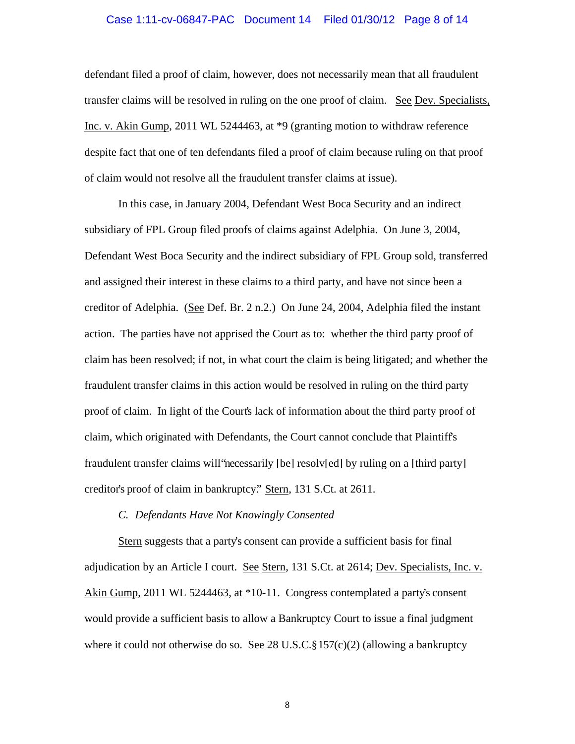defendant filed a proof of claim, however, does not necessarily mean that all fraudulent transfer claims will be resolved in ruling on the one proof of claim. See Dev. Specialists, Inc. v. Akin Gump, 2011 WL 5244463, at *9 (granting motion to withdraw reference despite fact that one of ten defendants filed a proof of claim because ruling on that proof of claim would not resolve all the fraudulent transfer claims at issue).

In this case, in January 2004, Defendant West Boca Security and an indirect subsidiary of FPL Group filed proofs of claims against Adelphia. On June 3, 2004, Defendant West Boca Security and the indirect subsidiary of FPL Group sold, transferred and assigned their interest in these claims to a third party, and have not since been a creditor of Adelphia. (See Def. Br. 2 n.2.) On June 24, 2004, Adelphia filed the instant action. The parties have not apprised the Court as to: whether the third party proof of claim has been resolved; if not, in what court the claim is being litigated; and whether the fraudulent transfer claims in this action would be resolved in ruling on the third party proof of claim. In light of the Court's lack of information about the third party proof of claim, which originated with Defendants, the Court cannot conclude that Plaintiff's fraudulent transfer claims will "necessarily [be] resolv[ed] by ruling on a [third party] creditor's proof of claim in bankruptcy." Stern, 131 S.Ct. at 2611.

*C. Defendants Have Not Knowingly Consented*

Stern suggests that a party's consent can provide a sufficient basis for final adjudication by an Article I court. See Stern, 131 S.Ct. at 2614; Dev. Specialists, Inc. v. Akin Gump, 2011 WL 5244463, at *10-11. Congress contemplated a party's consent would provide a sufficient basis to allow a Bankruptcy Court to issue a final judgment where it could not otherwise do so. See 28 U.S.C. § 157(c)(2) (allowing a bankruptcy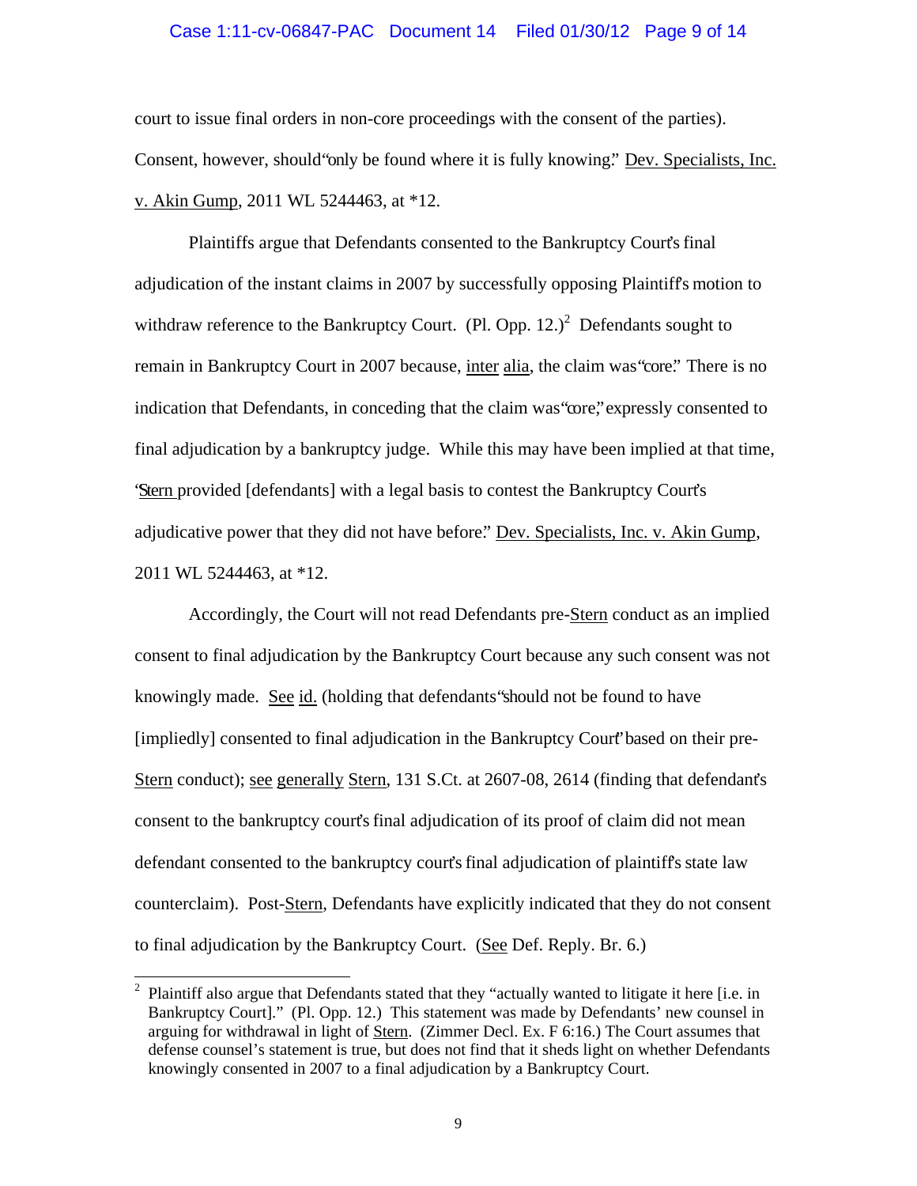court to issue final orders in non-core proceedings with the consent of the parties). Consent, however, should "only be found where it is fully knowing." Dev. Specialists, Inc. v. Akin Gump, 2011 WL 5244463, at *12.

Plaintiffs argue that Defendants consented to the Bankruptcy Court's final adjudication of the instant claims in 2007 by successfully opposing Plaintiff's motion to withdraw reference to the Bankruptcy Court. (Pl. Opp. 12.)[2] Defendants sought to remain in Bankruptcy Court in 2007 because, inter alia, the claim was "core." There is no indication that Defendants, in conceding that the claim was "core," expressly consented to final adjudication by a bankruptcy judge. While this may have been implied at that time, "Stern provided [defendants] with a legal basis to contest the Bankruptcy Court's adjudicative power that they did not have before." Dev. Specialists, Inc. v. Akin Gump, 2011 WL 5244463, at *12.

Accordingly, the Court will not read Defendants pre-Stern conduct as an implied consent to final adjudication by the Bankruptcy Court because any such consent was not knowingly made. See id. (holding that defendants "should not be found to have [impliedly] consented to final adjudication in the Bankruptcy Court" based on their pre-Stern conduct); see generally Stern, 131 S.Ct. at 2607-08, 2614 (finding that defendant's consent to the bankruptcy court's final adjudication of its proof of claim did not mean defendant consented to the bankruptcy court's final adjudication of plaintiff's state law counterclaim). Post-Stern, Defendants have explicitly indicated that they do not consent to final adjudication by the Bankruptcy Court. (See Def. Reply. Br. 6.)

---

[2] Plaintiff also argue that Defendants stated that they "actually wanted to litigate it here [i.e. in Bankruptcy Court]." (Pl. Opp. 12.) This statement was made by Defendants' new counsel in arguing for withdrawal in light of Stern. (Zimmer Decl. Ex. F 6:16.) The Court assumes that defense counsel's statement is true, but does not find that it sheds light on whether Defendants knowingly consented in 2007 to a final adjudication by a Bankruptcy Court.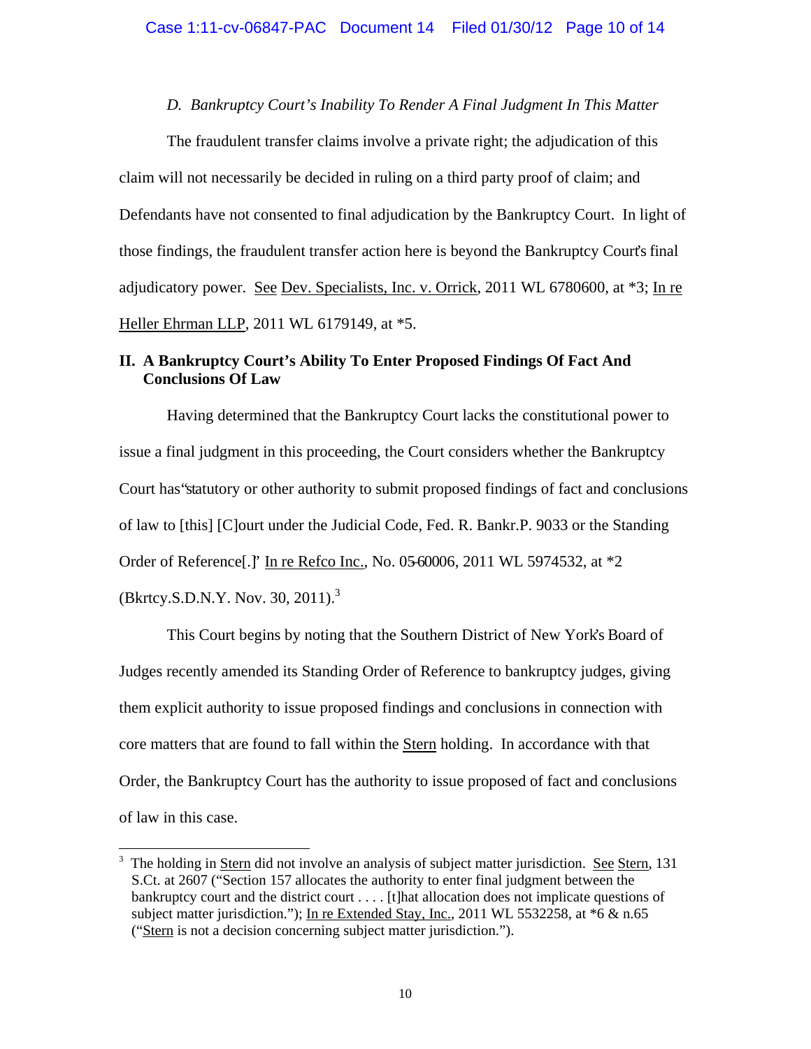*D. Bankruptcy Court's Inability To Render A Final Judgment In This Matter*

The fraudulent transfer claims involve a private right; the adjudication of this claim will not necessarily be decided in ruling on a third party proof of claim; and Defendants have not consented to final adjudication by the Bankruptcy Court. In light of those findings, the fraudulent transfer action here is beyond the Bankruptcy Court's final adjudicatory power. See Dev. Specialists, Inc. v. Orrick, 2011 WL 6780600, at *3; In re Heller Ehrman LLP, 2011 WL 6179149, at *5.

## II. A Bankruptcy Court's Ability To Enter Proposed Findings Of Fact And Conclusions Of Law

Having determined that the Bankruptcy Court lacks the constitutional power to issue a final judgment in this proceeding, the Court considers whether the Bankruptcy Court has "statutory or other authority to submit proposed findings of fact and conclusions of law to [this] [C]ourt under the Judicial Code, Fed. R. Bankr.P. 9033 or the Standing Order of Reference[.]" In re Refco Inc., No. 05-60006, 2011 WL 5974532, at *2 (Bkrtcy.S.D.N.Y. Nov. 30, 2011).[3]

This Court begins by noting that the Southern District of New York's Board of Judges recently amended its Standing Order of Reference to bankruptcy judges, giving them explicit authority to issue proposed findings and conclusions in connection with core matters that are found to fall within the Stern holding. In accordance with that Order, the Bankruptcy Court has the authority to issue proposed of fact and conclusions of law in this case.

---

[3] The holding in Stern did not involve an analysis of subject matter jurisdiction. See Stern, 131 S.Ct. at 2607 ("Section 157 allocates the authority to enter final judgment between the bankruptcy court and the district court . . . . [t]hat allocation does not implicate questions of subject matter jurisdiction."); In re Extended Stay, Inc., 2011 WL 5532258, at *6 & n.65 ("Stern is not a decision concerning subject matter jurisdiction.").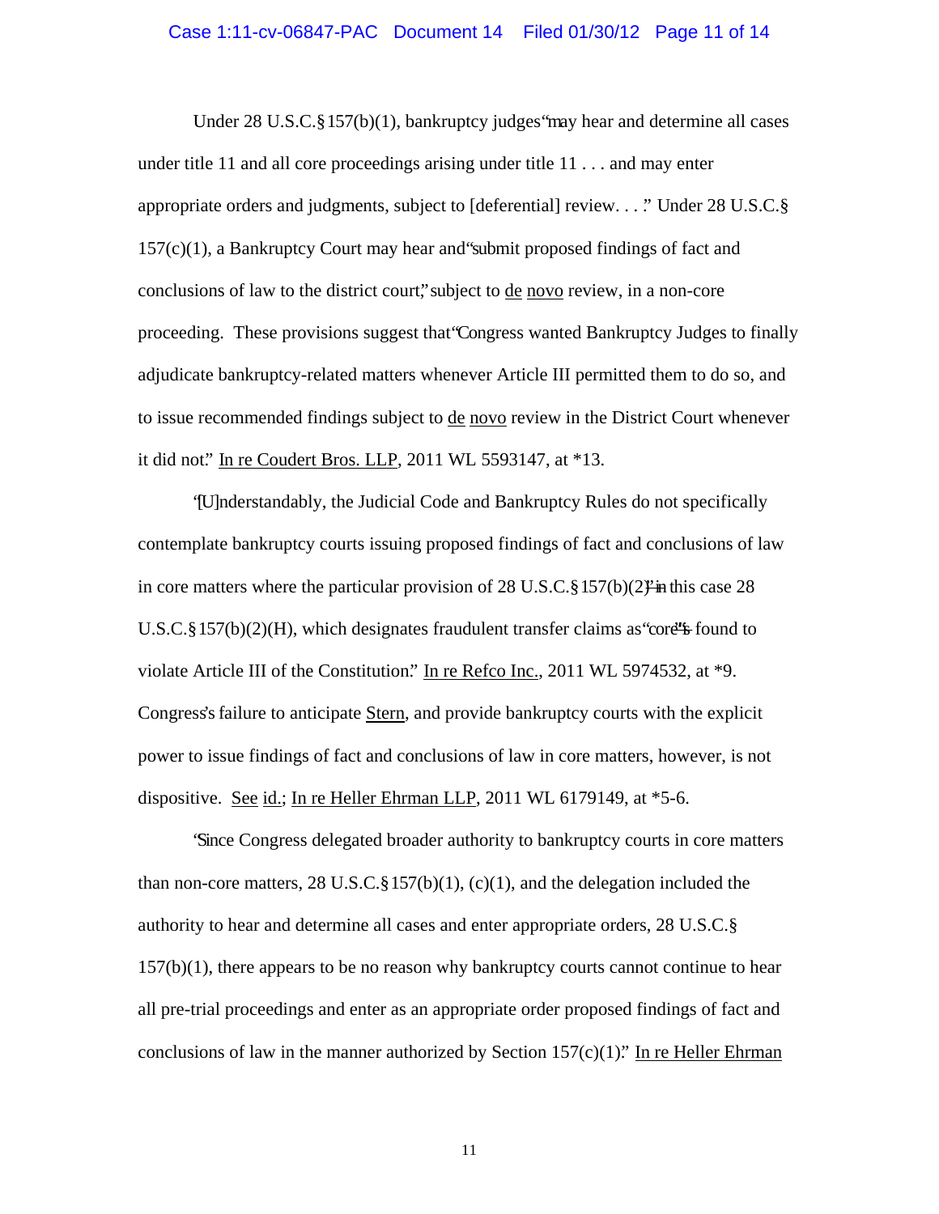Under 28 U.S.C. § 157(b)(1), bankruptcy judges "may hear and determine all cases under title 11 and all core proceedings arising under title 11 . . . and may enter appropriate orders and judgments, subject to [deferential] review. . . ." Under 28 U.S.C. § 157(c)(1), a Bankruptcy Court may hear and "submit proposed findings of fact and conclusions of law to the district court," subject to de novo review, in a non-core proceeding. These provisions suggest that "Congress wanted Bankruptcy Judges to finally adjudicate bankruptcy-related matters whenever Article III permitted them to do so, and to issue recommended findings subject to de novo review in the District Court whenever it did not." In re Coudert Bros. LLP, 2011 WL 5593147, at *13.

"[U]nderstandably, the Judicial Code and Bankruptcy Rules do not specifically contemplate bankruptcy courts issuing proposed findings of fact and conclusions of law in core matters where the particular provision of 28 U.S.C. § 157(b)(2)"—in this case 28 U.S.C. § 157(b)(2)(H), which designates fraudulent transfer claims as "core"—"is found to violate Article III of the Constitution." In re Refco Inc., 2011 WL 5974532, at *9. Congress's failure to anticipate Stern, and provide bankruptcy courts with the explicit power to issue findings of fact and conclusions of law in core matters, however, is not dispositive. See id.; In re Heller Ehrman LLP, 2011 WL 6179149, at *5-6.

"Since Congress delegated broader authority to bankruptcy courts in core matters than non-core matters, 28 U.S.C. § 157(b)(1), (c)(1), and the delegation included the authority to hear and determine all cases and enter appropriate orders, 28 U.S.C. § 157(b)(1), there appears to be no reason why bankruptcy courts cannot continue to hear all pre-trial proceedings and enter as an appropriate order proposed findings of fact and conclusions of law in the manner authorized by Section 157(c)(1)." In re Heller Ehrman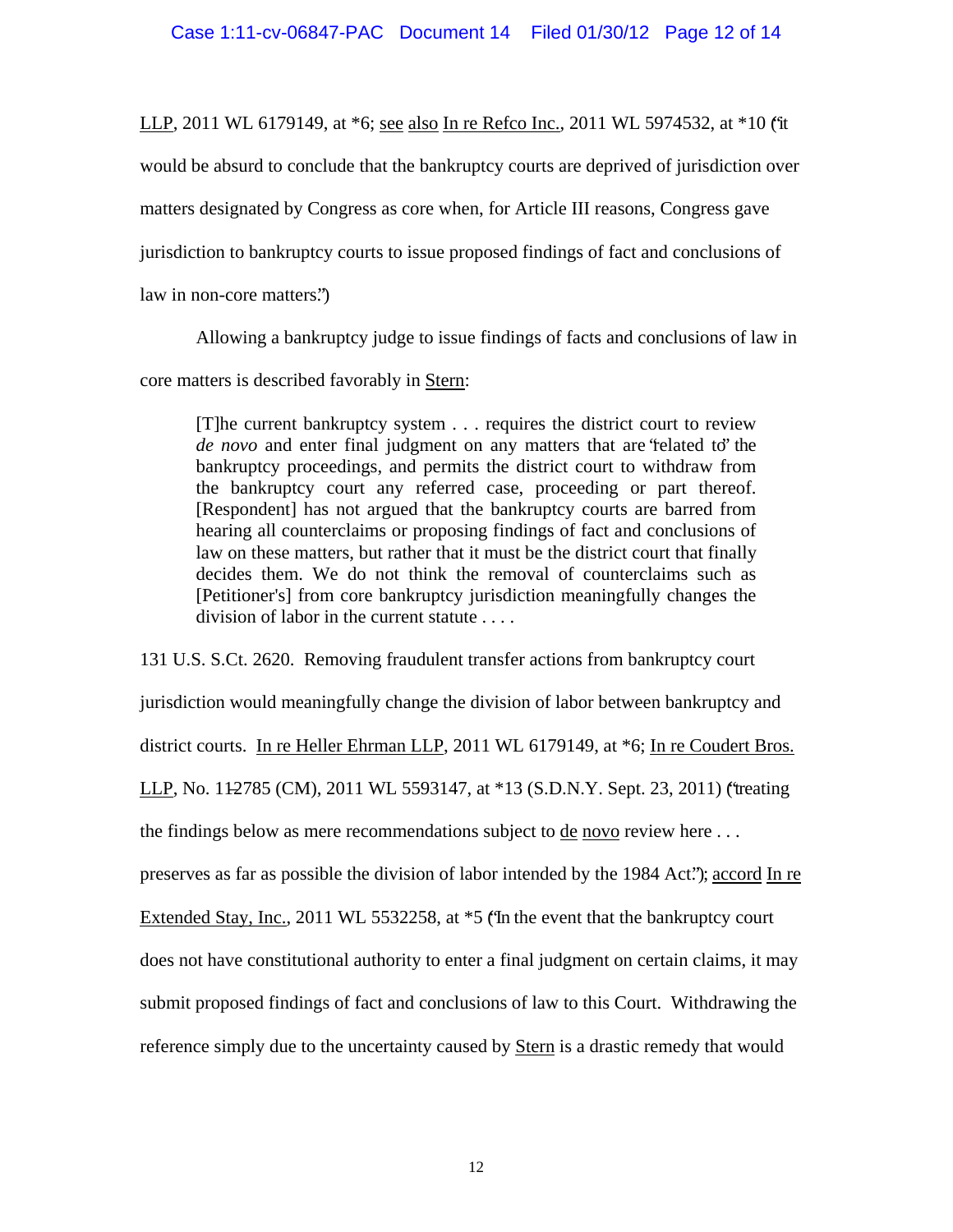LLP, 2011 WL 6179149, at *6; see also In re Refco Inc., 2011 WL 5974532, at *10 ("it would be absurd to conclude that the bankruptcy courts are deprived of jurisdiction over matters designated by Congress as core when, for Article III reasons, Congress gave jurisdiction to bankruptcy courts to issue proposed findings of fact and conclusions of law in non-core matters.")

Allowing a bankruptcy judge to issue findings of facts and conclusions of law in core matters is described favorably in Stern:

> [T]he current bankruptcy system . . . requires the district court to review *de novo* and enter final judgment on any matters that are "related to" the bankruptcy proceedings, and permits the district court to withdraw from the bankruptcy court any referred case, proceeding or part thereof. [Respondent] has not argued that the bankruptcy courts are barred from hearing all counterclaims or proposing findings of fact and conclusions of law on these matters, but rather that it must be the district court that finally decides them. We do not think the removal of counterclaims such as [Petitioner's] from core bankruptcy jurisdiction meaningfully changes the division of labor in the current statute . . . .

131 U.S. S.Ct. 2620. Removing fraudulent transfer actions from bankruptcy court jurisdiction would meaningfully change the division of labor between bankruptcy and district courts. In re Heller Ehrman LLP, 2011 WL 6179149, at *6; In re Coudert Bros. LLP, No. 11-2785 (CM), 2011 WL 5593147, at *13 (S.D.N.Y. Sept. 23, 2011) ("treating the findings below as mere recommendations subject to de novo review here . . . preserves as far as possible the division of labor intended by the 1984 Act."); accord In re Extended Stay, Inc., 2011 WL 5532258, at *5 ("In the event that the bankruptcy court does not have constitutional authority to enter a final judgment on certain claims, it may submit proposed findings of fact and conclusions of law to this Court. Withdrawing the reference simply due to the uncertainty caused by Stern is a drastic remedy that would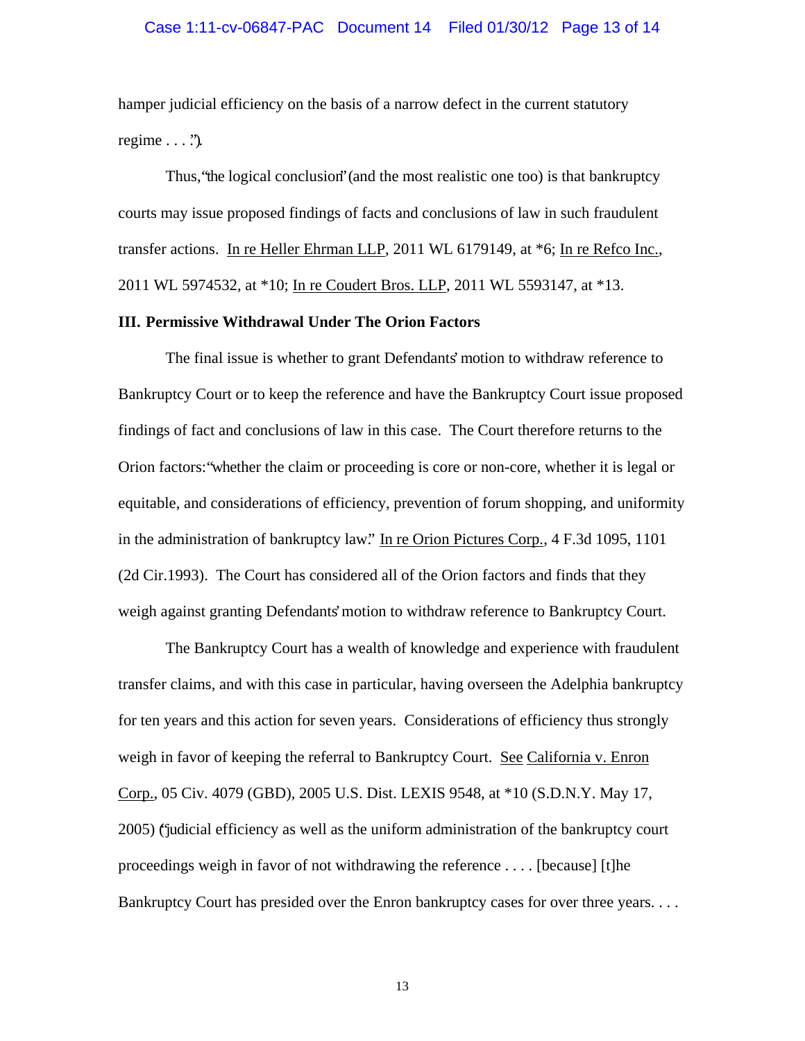hamper judicial efficiency on the basis of a narrow defect in the current statutory regime . . . .").

Thus, "the logical conclusion" (and the most realistic one too) is that bankruptcy courts may issue proposed findings of facts and conclusions of law in such fraudulent transfer actions. In re Heller Ehrman LLP, 2011 WL 6179149, at *6; In re Refco Inc., 2011 WL 5974532, at *10; In re Coudert Bros. LLP, 2011 WL 5593147, at *13.

**III. Permissive Withdrawal Under The Orion Factors**

The final issue is whether to grant Defendants' motion to withdraw reference to Bankruptcy Court or to keep the reference and have the Bankruptcy Court issue proposed findings of fact and conclusions of law in this case. The Court therefore returns to the Orion factors: "whether the claim or proceeding is core or non-core, whether it is legal or equitable, and considerations of efficiency, prevention of forum shopping, and uniformity in the administration of bankruptcy law." In re Orion Pictures Corp., 4 F.3d 1095, 1101 (2d Cir.1993). The Court has considered all of the Orion factors and finds that they weigh against granting Defendants' motion to withdraw reference to Bankruptcy Court.

The Bankruptcy Court has a wealth of knowledge and experience with fraudulent transfer claims, and with this case in particular, having overseen the Adelphia bankruptcy for ten years and this action for seven years. Considerations of efficiency thus strongly weigh in favor of keeping the referral to Bankruptcy Court. See California v. Enron Corp., 05 Civ. 4079 (GBD), 2005 U.S. Dist. LEXIS 9548, at *10 (S.D.N.Y. May 17, 2005) ("judicial efficiency as well as the uniform administration of the bankruptcy court proceedings weigh in favor of not withdrawing the reference . . . . [because] [t]he Bankruptcy Court has presided over the Enron bankruptcy cases for over three years. . . .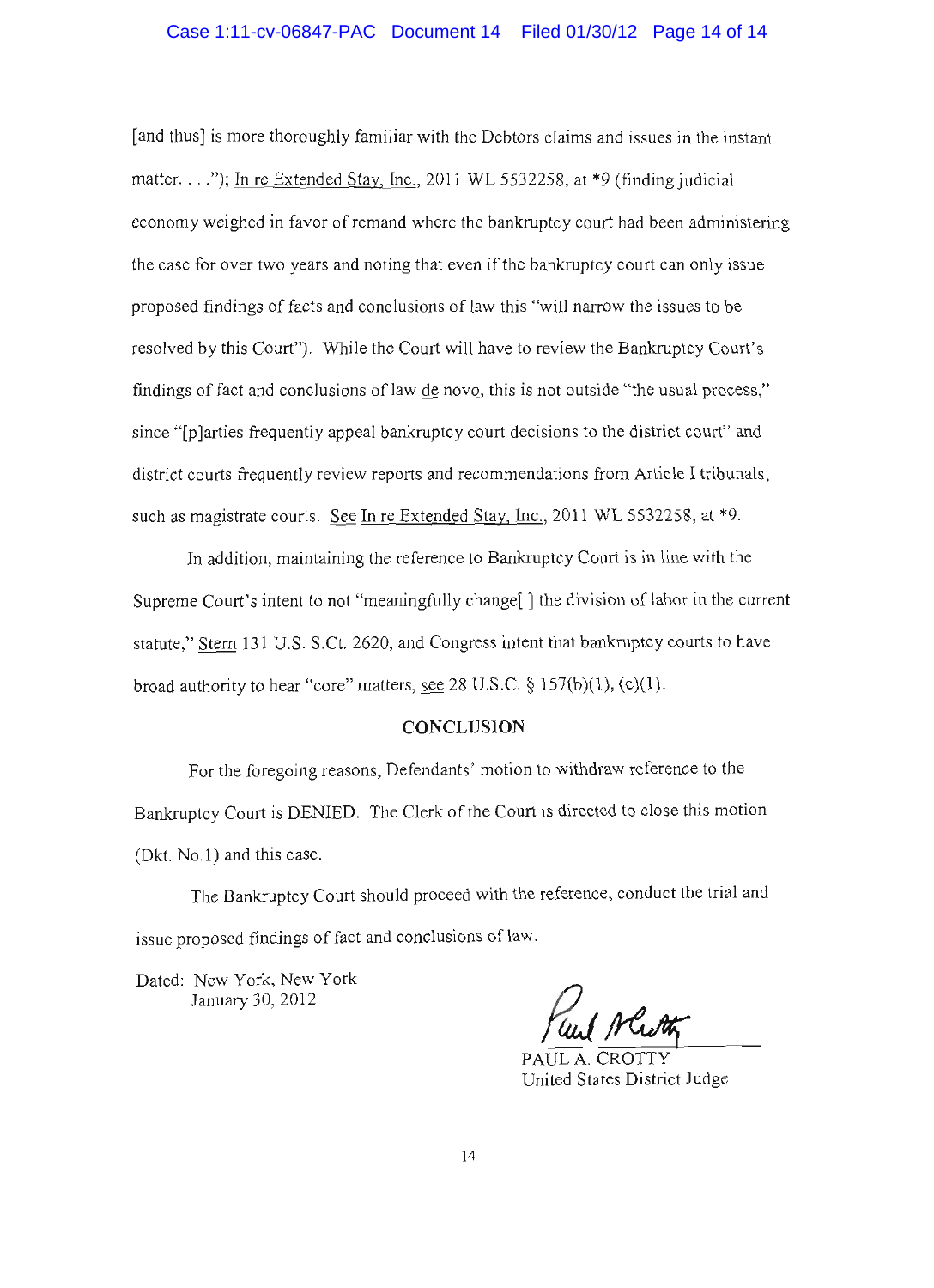[and thus] is more thoroughly familiar with the Debtors claims and issues in the instant matter. . . ."); In re Extended Stay, Inc., 2011 WL 5532258, at *9 (finding judicial economy weighed in favor of remand where the bankruptcy court had been administering the case for over two years and noting that even if the bankruptcy court can only issue proposed findings of facts and conclusions of law this "will narrow the issues to be resolved by this Court"). While the Court will have to review the Bankruptcy Court's findings of fact and conclusions of law de novo, this is not outside "the usual process," since "[p]arties frequently appeal bankruptcy court decisions to the district court" and district courts frequently review reports and recommendations from Article I tribunals, such as magistrate courts. See In re Extended Stay, Inc., 2011 WL 5532258, at *9.

In addition, maintaining the reference to Bankruptcy Court is in line with the Supreme Court's intent to not "meaningfully change[ ] the division of labor in the current statute," Stern 131 U.S. S.Ct. 2620, and Congress intent that bankruptcy courts to have broad authority to hear "core" matters, see 28 U.S.C. § 157(b)(1), (c)(1).

## CONCLUSION

For the foregoing reasons, Defendants' motion to withdraw reference to the Bankruptcy Court is DENIED. The Clerk of the Court is directed to close this motion (Dkt. No.1) and this case.

The Bankruptcy Court should proceed with the reference, conduct the trial and issue proposed findings of fact and conclusions of law.

Dated: New York, New York
January 30, 2012

PAUL A. CROTTY
United States District Judge